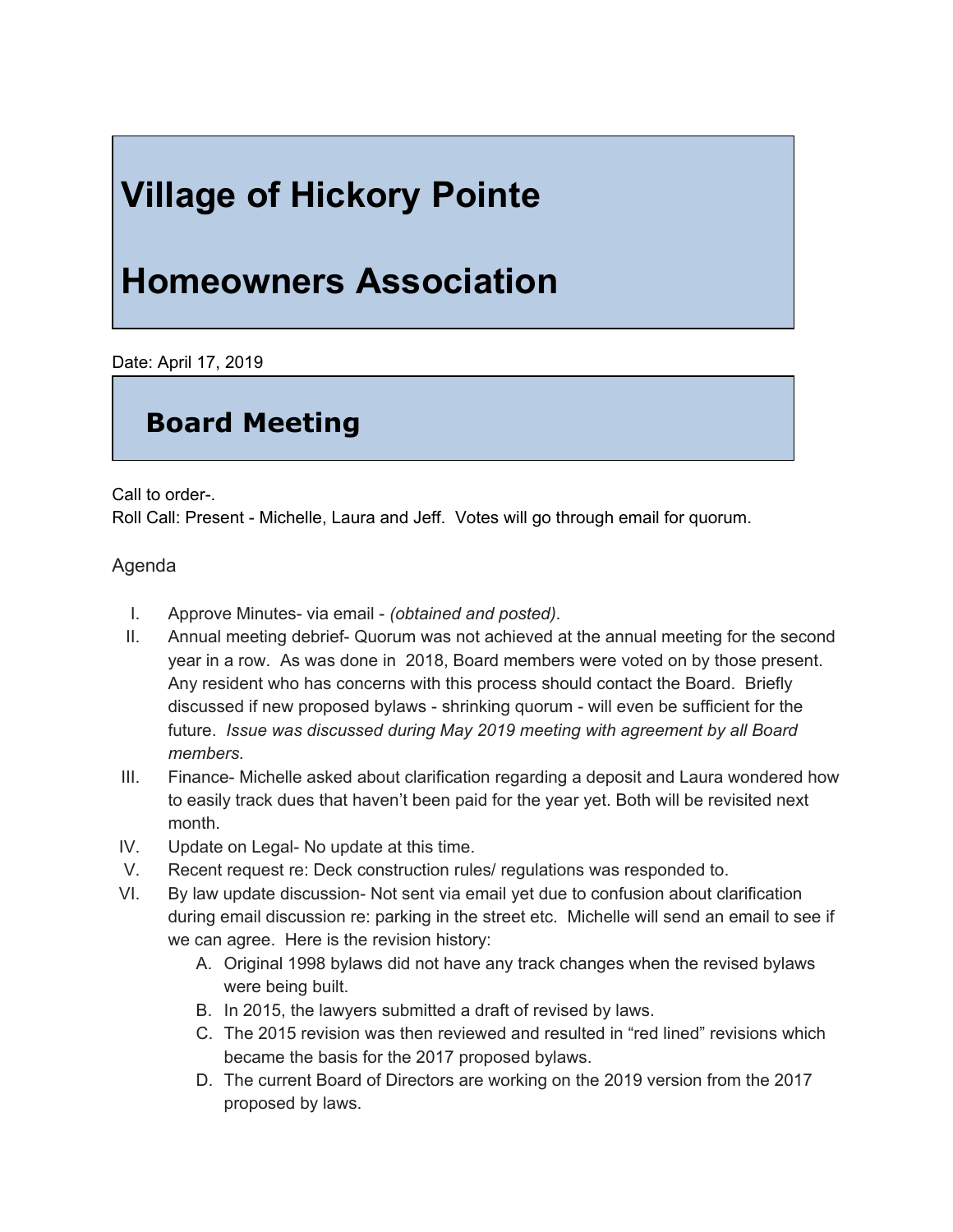# Village of Hickory Pointe

# Homeowners Association

Date: April 17, 2019

## Board Meeting

Call to order-.
Roll Call: Present - Michelle, Laura and Jeff. Votes will go through email for quorum.

Agenda

I. Approve Minutes- via email - *(obtained and posted)*.
II. Annual meeting debrief- Quorum was not achieved at the annual meeting for the second year in a row. As was done in 2018, Board members were voted on by those present. Any resident who has concerns with this process should contact the Board. Briefly discussed if new proposed bylaws - shrinking quorum - will even be sufficient for the future. *Issue was discussed during May 2019 meeting with agreement by all Board members.*
III. Finance- Michelle asked about clarification regarding a deposit and Laura wondered how to easily track dues that haven't been paid for the year yet. Both will be revisited next month.
IV. Update on Legal- No update at this time.
V. Recent request re: Deck construction rules/ regulations was responded to.
VI. By law update discussion- Not sent via email yet due to confusion about clarification during email discussion re: parking in the street etc. Michelle will send an email to see if we can agree. Here is the revision history:
    A. Original 1998 bylaws did not have any track changes when the revised bylaws were being built.
    B. In 2015, the lawyers submitted a draft of revised by laws.
    C. The 2015 revision was then reviewed and resulted in "red lined" revisions which became the basis for the 2017 proposed bylaws.
    D. The current Board of Directors are working on the 2019 version from the 2017 proposed by laws.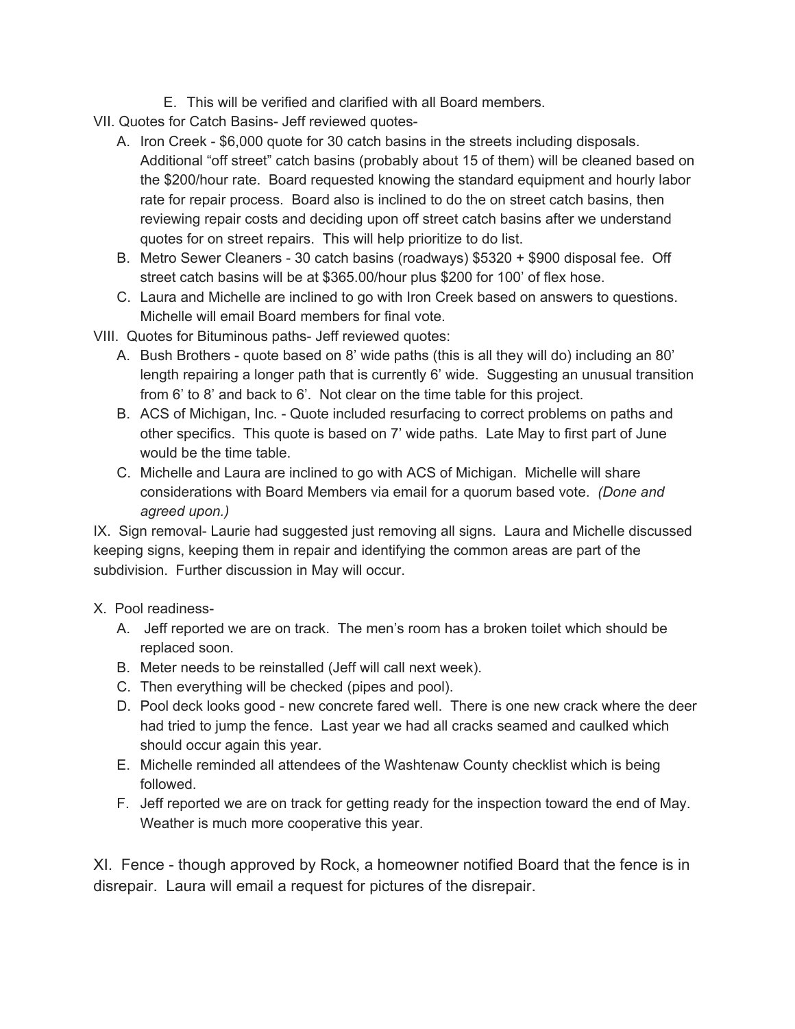E. This will be verified and clarified with all Board members.

VII. Quotes for Catch Basins- Jeff reviewed quotes-

A. Iron Creek - $6,000 quote for 30 catch basins in the streets including disposals. Additional "off street" catch basins (probably about 15 of them) will be cleaned based on the $200/hour rate. Board requested knowing the standard equipment and hourly labor rate for repair process. Board also is inclined to do the on street catch basins, then reviewing repair costs and deciding upon off street catch basins after we understand quotes for on street repairs. This will help prioritize to do list.

B. Metro Sewer Cleaners - 30 catch basins (roadways) $5320 + $900 disposal fee. Off street catch basins will be at $365.00/hour plus $200 for 100' of flex hose.

C. Laura and Michelle are inclined to go with Iron Creek based on answers to questions. Michelle will email Board members for final vote.

VIII. Quotes for Bituminous paths- Jeff reviewed quotes:

A. Bush Brothers - quote based on 8' wide paths (this is all they will do) including an 80' length repairing a longer path that is currently 6' wide. Suggesting an unusual transition from 6' to 8' and back to 6'. Not clear on the time table for this project.

B. ACS of Michigan, Inc. - Quote included resurfacing to correct problems on paths and other specifics. This quote is based on 7' wide paths. Late May to first part of June would be the time table.

C. Michelle and Laura are inclined to go with ACS of Michigan. Michelle will share considerations with Board Members via email for a quorum based vote. *(Done and agreed upon.)*

IX. Sign removal- Laurie had suggested just removing all signs. Laura and Michelle discussed keeping signs, keeping them in repair and identifying the common areas are part of the subdivision. Further discussion in May will occur.

X. Pool readiness-

A. Jeff reported we are on track. The men's room has a broken toilet which should be replaced soon.

B. Meter needs to be reinstalled (Jeff will call next week).

C. Then everything will be checked (pipes and pool).

D. Pool deck looks good - new concrete fared well. There is one new crack where the deer had tried to jump the fence. Last year we had all cracks seamed and caulked which should occur again this year.

E. Michelle reminded all attendees of the Washtenaw County checklist which is being followed.

F. Jeff reported we are on track for getting ready for the inspection toward the end of May. Weather is much more cooperative this year.

XI. Fence - though approved by Rock, a homeowner notified Board that the fence is in disrepair. Laura will email a request for pictures of the disrepair.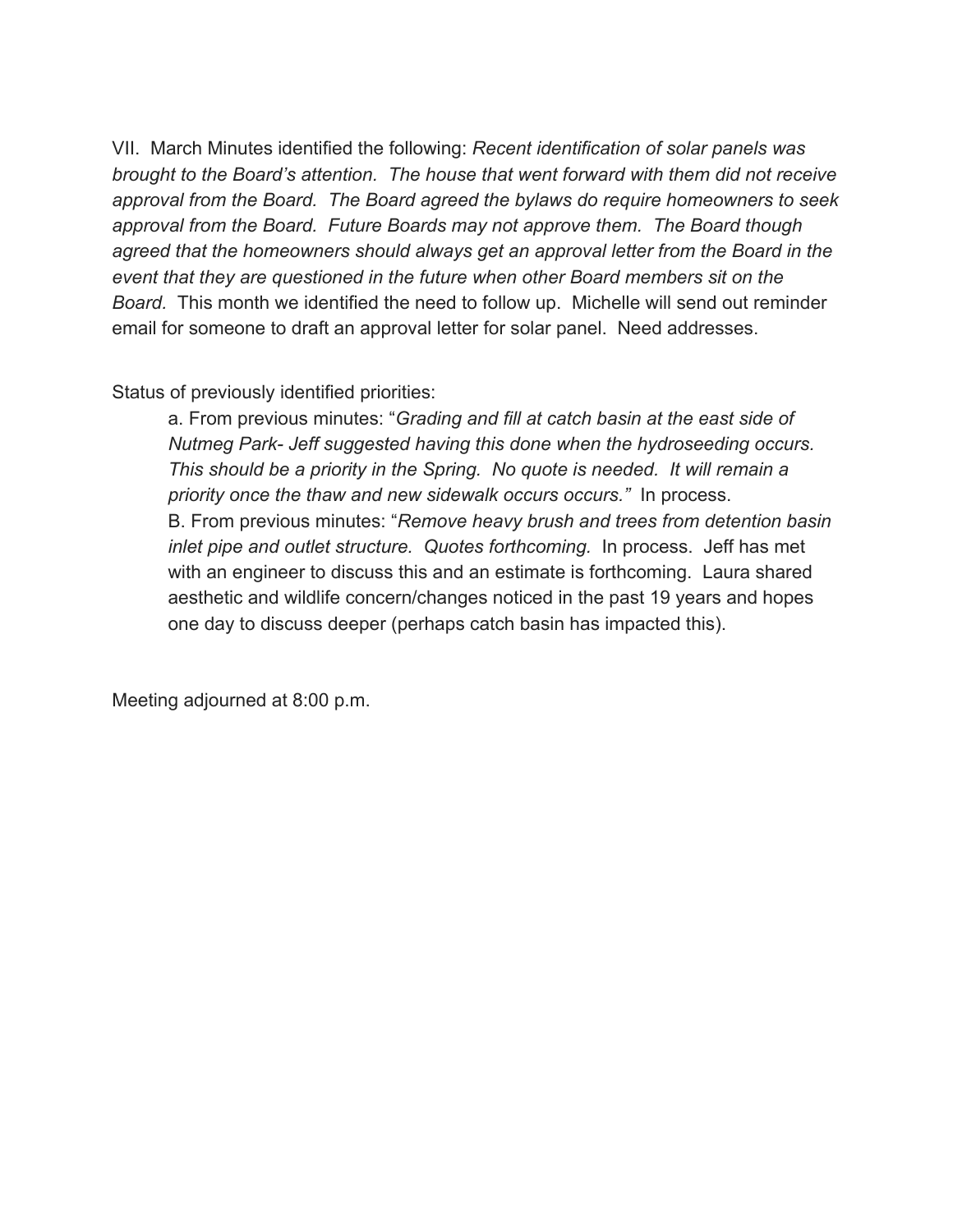VII. March Minutes identified the following: *Recent identification of solar panels was brought to the Board's attention. The house that went forward with them did not receive approval from the Board. The Board agreed the bylaws do require homeowners to seek approval from the Board. Future Boards may not approve them. The Board though agreed that the homeowners should always get an approval letter from the Board in the event that they are questioned in the future when other Board members sit on the Board.* This month we identified the need to follow up. Michelle will send out reminder email for someone to draft an approval letter for solar panel. Need addresses.

Status of previously identified priorities:

> a. From previous minutes: "*Grading and fill at catch basin at the east side of Nutmeg Park- Jeff suggested having this done when the hydroseeding occurs. This should be a priority in the Spring. No quote is needed. It will remain a priority once the thaw and new sidewalk occurs occurs."* In process.
>
> B. From previous minutes: "*Remove heavy brush and trees from detention basin inlet pipe and outlet structure. Quotes forthcoming.* In process. Jeff has met with an engineer to discuss this and an estimate is forthcoming. Laura shared aesthetic and wildlife concern/changes noticed in the past 19 years and hopes one day to discuss deeper (perhaps catch basin has impacted this).

Meeting adjourned at 8:00 p.m.